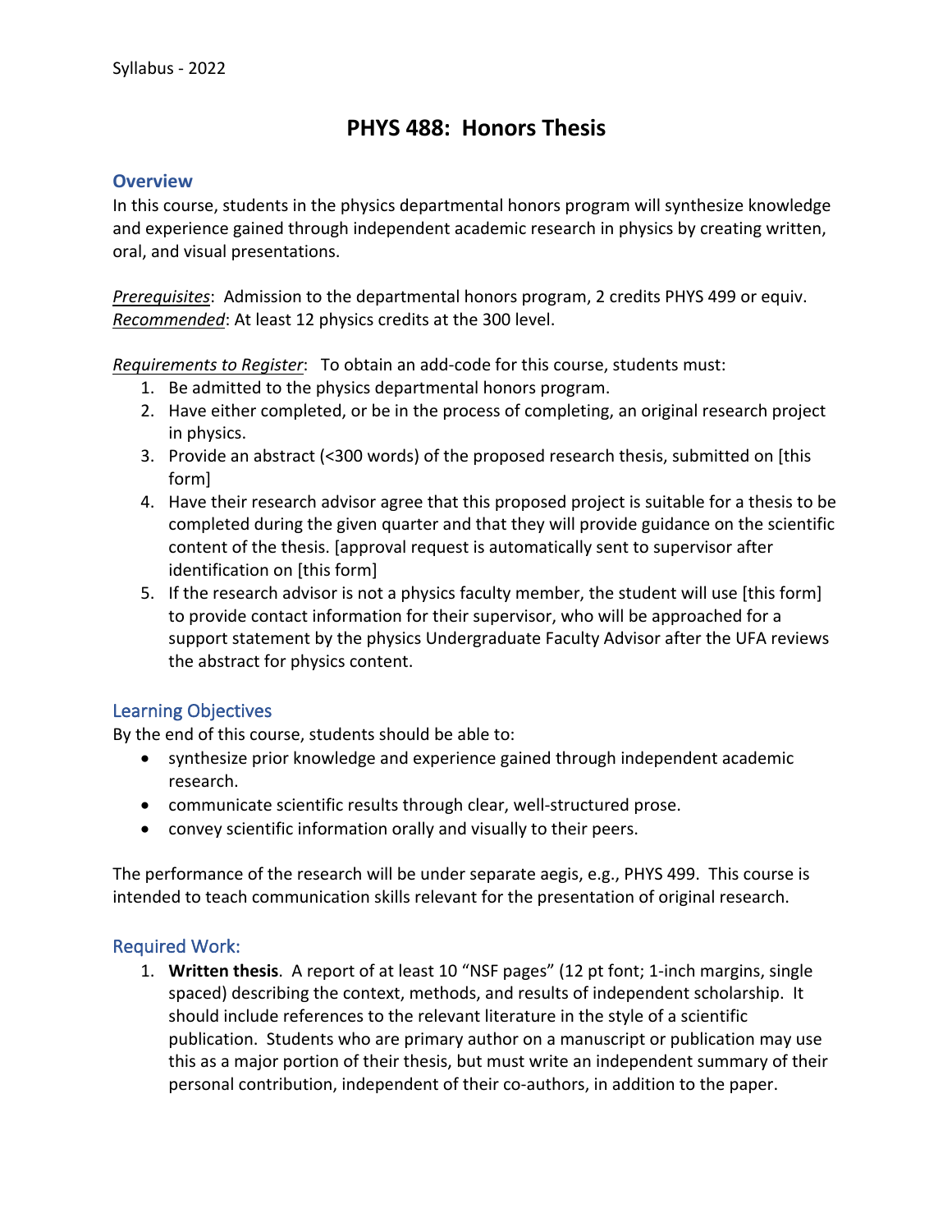Syllabus - 2022

# PHYS 488: Honors Thesis

## Overview

In this course, students in the physics departmental honors program will synthesize knowledge and experience gained through independent academic research in physics by creating written, oral, and visual presentations.

*Prerequisites*: Admission to the departmental honors program, 2 credits PHYS 499 or equiv.
*Recommended*: At least 12 physics credits at the 300 level.

*Requirements to Register*: To obtain an add-code for this course, students must:

1. Be admitted to the physics departmental honors program.
2. Have either completed, or be in the process of completing, an original research project in physics.
3. Provide an abstract (<300 words) of the proposed research thesis, submitted on [this form]
4. Have their research advisor agree that this proposed project is suitable for a thesis to be completed during the given quarter and that they will provide guidance on the scientific content of the thesis. [approval request is automatically sent to supervisor after identification on [this form]
5. If the research advisor is not a physics faculty member, the student will use [this form] to provide contact information for their supervisor, who will be approached for a support statement by the physics Undergraduate Faculty Advisor after the UFA reviews the abstract for physics content.

## Learning Objectives

By the end of this course, students should be able to:

- synthesize prior knowledge and experience gained through independent academic research.
- communicate scientific results through clear, well-structured prose.
- convey scientific information orally and visually to their peers.

The performance of the research will be under separate aegis, e.g., PHYS 499. This course is intended to teach communication skills relevant for the presentation of original research.

## Required Work:

1. **Written thesis**. A report of at least 10 "NSF pages" (12 pt font; 1-inch margins, single spaced) describing the context, methods, and results of independent scholarship. It should include references to the relevant literature in the style of a scientific publication. Students who are primary author on a manuscript or publication may use this as a major portion of their thesis, but must write an independent summary of their personal contribution, independent of their co-authors, in addition to the paper.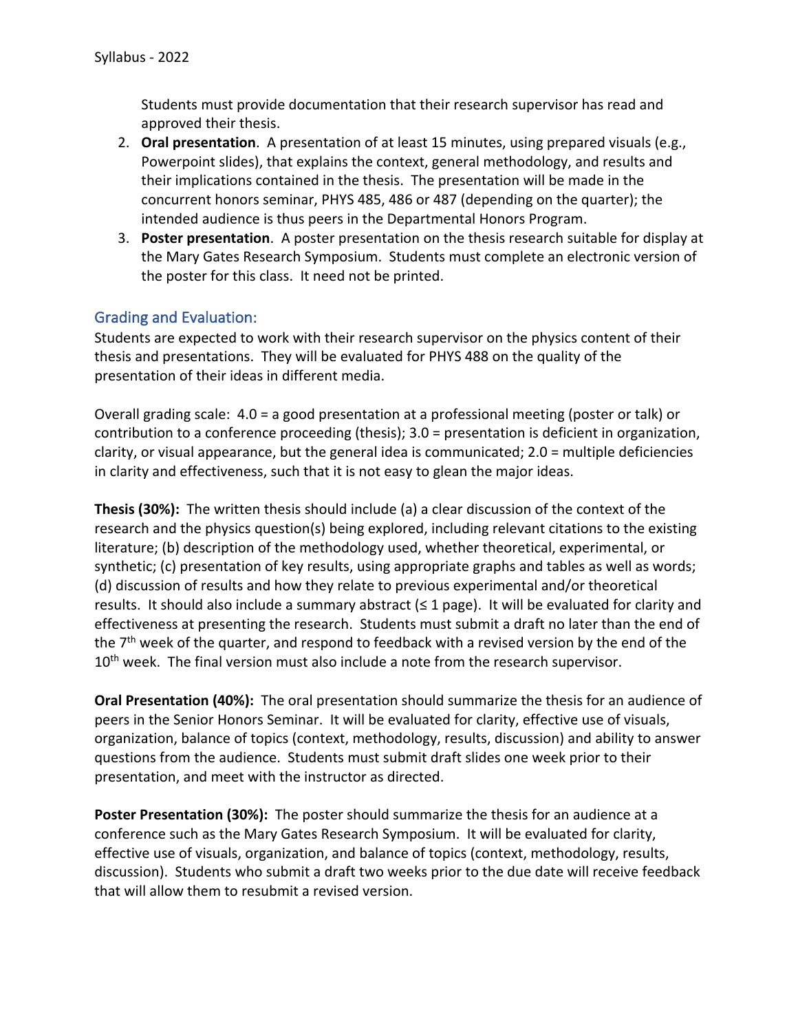Students must provide documentation that their research supervisor has read and approved their thesis.

2. **Oral presentation**. A presentation of at least 15 minutes, using prepared visuals (e.g., Powerpoint slides), that explains the context, general methodology, and results and their implications contained in the thesis. The presentation will be made in the concurrent honors seminar, PHYS 485, 486 or 487 (depending on the quarter); the intended audience is thus peers in the Departmental Honors Program.
3. **Poster presentation**. A poster presentation on the thesis research suitable for display at the Mary Gates Research Symposium. Students must complete an electronic version of the poster for this class. It need not be printed.

## Grading and Evaluation:

Students are expected to work with their research supervisor on the physics content of their thesis and presentations. They will be evaluated for PHYS 488 on the quality of the presentation of their ideas in different media.

Overall grading scale: 4.0 = a good presentation at a professional meeting (poster or talk) or contribution to a conference proceeding (thesis); 3.0 = presentation is deficient in organization, clarity, or visual appearance, but the general idea is communicated; 2.0 = multiple deficiencies in clarity and effectiveness, such that it is not easy to glean the major ideas.

**Thesis (30%):** The written thesis should include (a) a clear discussion of the context of the research and the physics question(s) being explored, including relevant citations to the existing literature; (b) description of the methodology used, whether theoretical, experimental, or synthetic; (c) presentation of key results, using appropriate graphs and tables as well as words; (d) discussion of results and how they relate to previous experimental and/or theoretical results. It should also include a summary abstract ($\leq$ 1 page). It will be evaluated for clarity and effectiveness at presenting the research. Students must submit a draft no later than the end of the 7th week of the quarter, and respond to feedback with a revised version by the end of the 10th week. The final version must also include a note from the research supervisor.

**Oral Presentation (40%):** The oral presentation should summarize the thesis for an audience of peers in the Senior Honors Seminar. It will be evaluated for clarity, effective use of visuals, organization, balance of topics (context, methodology, results, discussion) and ability to answer questions from the audience. Students must submit draft slides one week prior to their presentation, and meet with the instructor as directed.

**Poster Presentation (30%):** The poster should summarize the thesis for an audience at a conference such as the Mary Gates Research Symposium. It will be evaluated for clarity, effective use of visuals, organization, and balance of topics (context, methodology, results, discussion). Students who submit a draft two weeks prior to the due date will receive feedback that will allow them to resubmit a revised version.